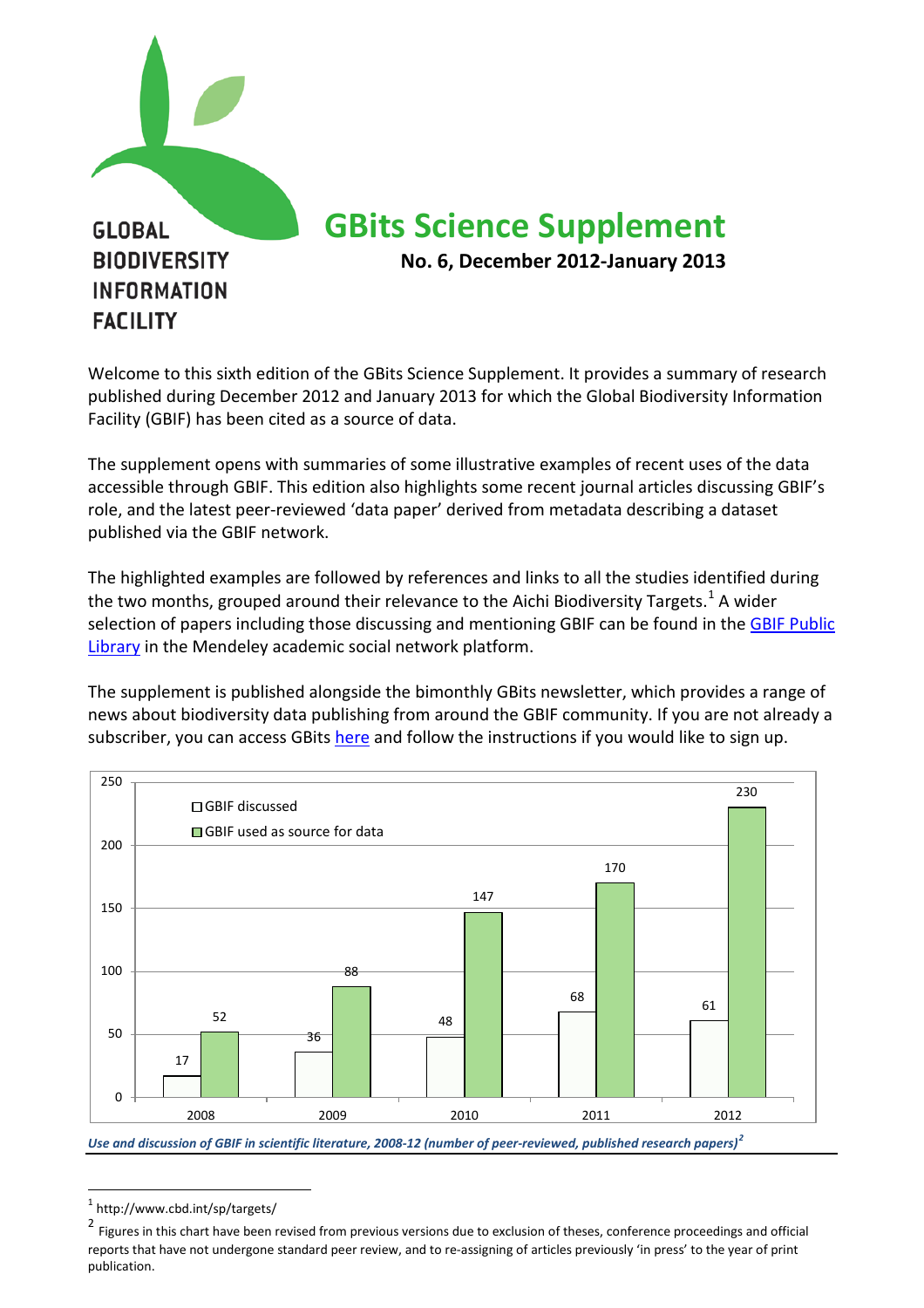GLOBAL BIODIVERSITY INFORMATION FACILITY

# GBits Science Supplement

**No. 6, December 2012-January 2013**

Welcome to this sixth edition of the GBits Science Supplement. It provides a summary of research published during December 2012 and January 2013 for which the Global Biodiversity Information Facility (GBIF) has been cited as a source of data.

The supplement opens with summaries of some illustrative examples of recent uses of the data accessible through GBIF. This edition also highlights some recent journal articles discussing GBIF's role, and the latest peer-reviewed 'data paper' derived from metadata describing a dataset published via the GBIF network.

The highlighted examples are followed by references and links to all the studies identified during the two months, grouped around their relevance to the Aichi Biodiversity Targets.[1] A wider selection of papers including those discussing and mentioning GBIF can be found in the GBIF Public Library in the Mendeley academic social network platform.

The supplement is published alongside the bimonthly GBits newsletter, which provides a range of news about biodiversity data publishing from around the GBIF community. If you are not already a subscriber, you can access GBits here and follow the instructions if you would like to sign up.

| Year | GBIF discussed | GBIF used as source for data |
|---|---|---|
| 2008 | 17 | 52 |
| 2009 | 36 | 88 |
| 2010 | 48 | 147 |
| 2011 | 68 | 170 |
| 2012 | 61 | 230 |

*Use and discussion of GBIF in scientific literature, 2008-12 (number of peer-reviewed, published research papers)*[2]

---

[1] http://www.cbd.int/sp/targets/

[2] Figures in this chart have been revised from previous versions due to exclusion of theses, conference proceedings and official reports that have not undergone standard peer review, and to re-assigning of articles previously 'in press' to the year of print publication.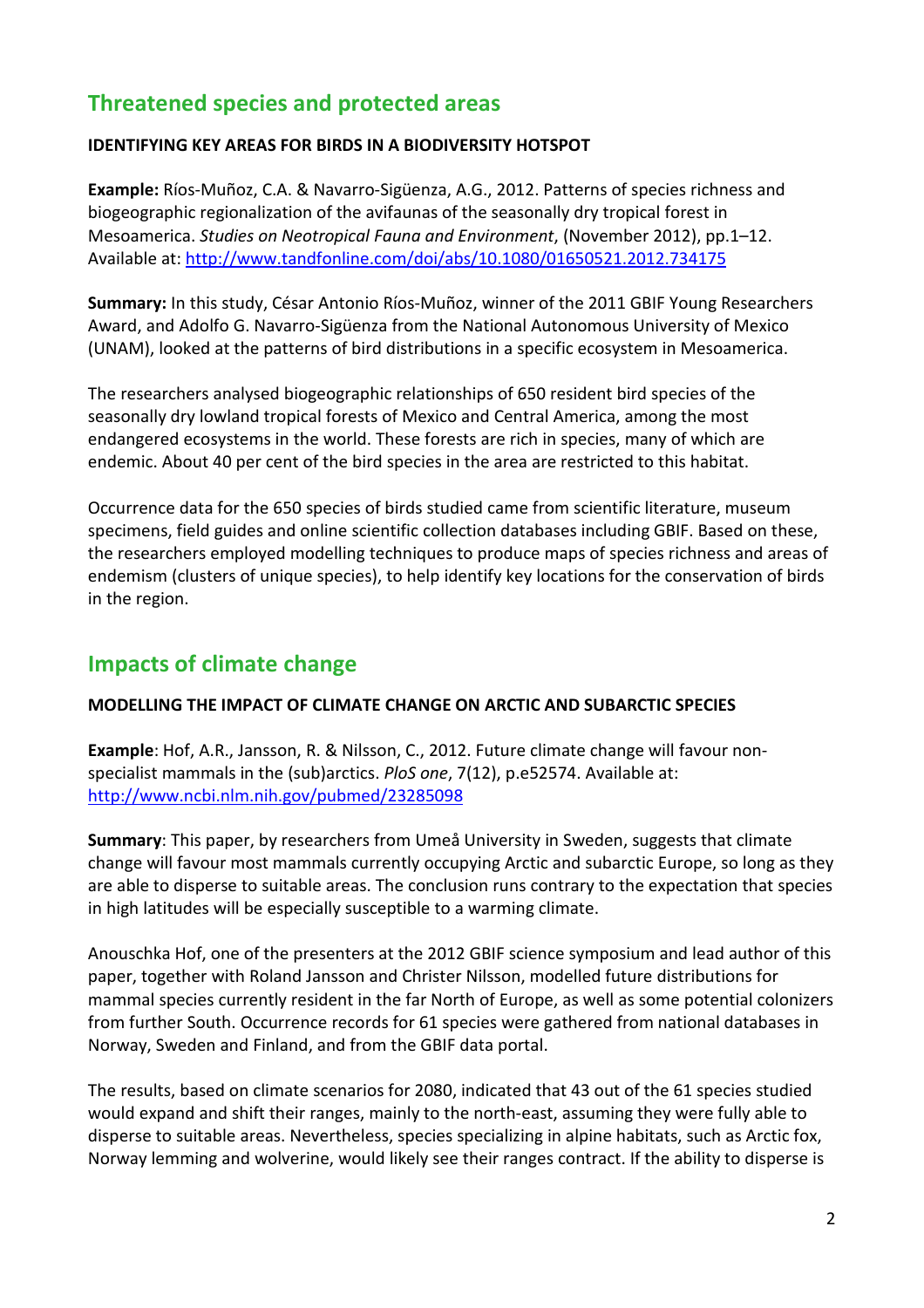## Threatened species and protected areas

### IDENTIFYING KEY AREAS FOR BIRDS IN A BIODIVERSITY HOTSPOT

**Example:** Ríos-Muñoz, C.A. & Navarro-Sigüenza, A.G., 2012. Patterns of species richness and biogeographic regionalization of the avifaunas of the seasonally dry tropical forest in Mesoamerica. *Studies on Neotropical Fauna and Environment*, (November 2012), pp.1–12. Available at: http://www.tandfonline.com/doi/abs/10.1080/01650521.2012.734175

**Summary:** In this study, César Antonio Ríos-Muñoz, winner of the 2011 GBIF Young Researchers Award, and Adolfo G. Navarro-Sigüenza from the National Autonomous University of Mexico (UNAM), looked at the patterns of bird distributions in a specific ecosystem in Mesoamerica.

The researchers analysed biogeographic relationships of 650 resident bird species of the seasonally dry lowland tropical forests of Mexico and Central America, among the most endangered ecosystems in the world. These forests are rich in species, many of which are endemic. About 40 per cent of the bird species in the area are restricted to this habitat.

Occurrence data for the 650 species of birds studied came from scientific literature, museum specimens, field guides and online scientific collection databases including GBIF. Based on these, the researchers employed modelling techniques to produce maps of species richness and areas of endemism (clusters of unique species), to help identify key locations for the conservation of birds in the region.

## Impacts of climate change

### MODELLING THE IMPACT OF CLIMATE CHANGE ON ARCTIC AND SUBARCTIC SPECIES

**Example**: Hof, A.R., Jansson, R. & Nilsson, C., 2012. Future climate change will favour non-specialist mammals in the (sub)arctics. *PloS one*, 7(12), p.e52574. Available at: http://www.ncbi.nlm.nih.gov/pubmed/23285098

**Summary**: This paper, by researchers from Umeå University in Sweden, suggests that climate change will favour most mammals currently occupying Arctic and subarctic Europe, so long as they are able to disperse to suitable areas. The conclusion runs contrary to the expectation that species in high latitudes will be especially susceptible to a warming climate.

Anouschka Hof, one of the presenters at the 2012 GBIF science symposium and lead author of this paper, together with Roland Jansson and Christer Nilsson, modelled future distributions for mammal species currently resident in the far North of Europe, as well as some potential colonizers from further South. Occurrence records for 61 species were gathered from national databases in Norway, Sweden and Finland, and from the GBIF data portal.

The results, based on climate scenarios for 2080, indicated that 43 out of the 61 species studied would expand and shift their ranges, mainly to the north-east, assuming they were fully able to disperse to suitable areas. Nevertheless, species specializing in alpine habitats, such as Arctic fox, Norway lemming and wolverine, would likely see their ranges contract. If the ability to disperse is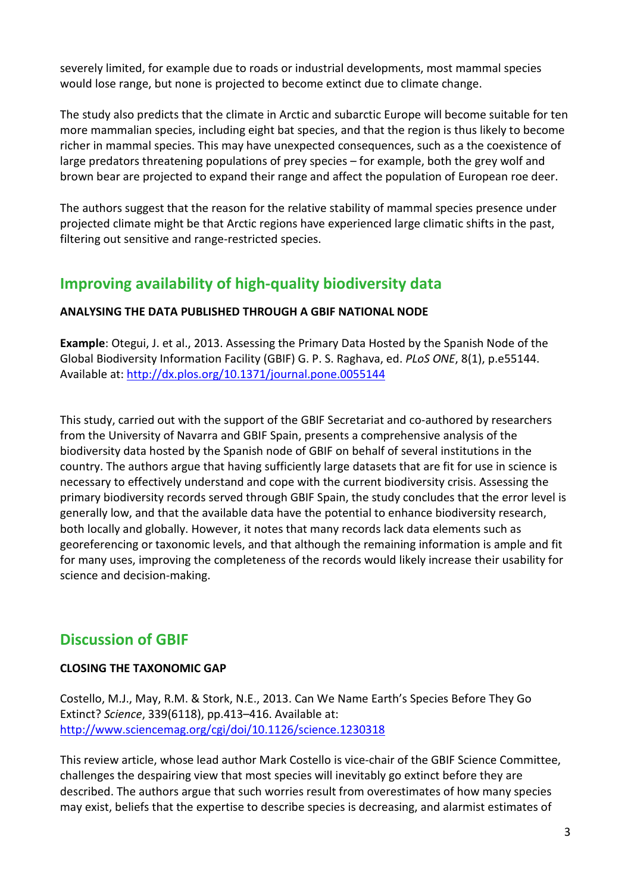severely limited, for example due to roads or industrial developments, most mammal species would lose range, but none is projected to become extinct due to climate change.

The study also predicts that the climate in Arctic and subarctic Europe will become suitable for ten more mammalian species, including eight bat species, and that the region is thus likely to become richer in mammal species. This may have unexpected consequences, such as a the coexistence of large predators threatening populations of prey species – for example, both the grey wolf and brown bear are projected to expand their range and affect the population of European roe deer.

The authors suggest that the reason for the relative stability of mammal species presence under projected climate might be that Arctic regions have experienced large climatic shifts in the past, filtering out sensitive and range-restricted species.

## Improving availability of high-quality biodiversity data

**ANALYSING THE DATA PUBLISHED THROUGH A GBIF NATIONAL NODE**

**Example**: Otegui, J. et al., 2013. Assessing the Primary Data Hosted by the Spanish Node of the Global Biodiversity Information Facility (GBIF) G. P. S. Raghava, ed. *PLoS ONE*, 8(1), p.e55144. Available at: http://dx.plos.org/10.1371/journal.pone.0055144

This study, carried out with the support of the GBIF Secretariat and co-authored by researchers from the University of Navarra and GBIF Spain, presents a comprehensive analysis of the biodiversity data hosted by the Spanish node of GBIF on behalf of several institutions in the country. The authors argue that having sufficiently large datasets that are fit for use in science is necessary to effectively understand and cope with the current biodiversity crisis. Assessing the primary biodiversity records served through GBIF Spain, the study concludes that the error level is generally low, and that the available data have the potential to enhance biodiversity research, both locally and globally. However, it notes that many records lack data elements such as georeferencing or taxonomic levels, and that although the remaining information is ample and fit for many uses, improving the completeness of the records would likely increase their usability for science and decision-making.

## Discussion of GBIF

**CLOSING THE TAXONOMIC GAP**

Costello, M.J., May, R.M. & Stork, N.E., 2013. Can We Name Earth's Species Before They Go Extinct? *Science*, 339(6118), pp.413–416. Available at: http://www.sciencemag.org/cgi/doi/10.1126/science.1230318

This review article, whose lead author Mark Costello is vice-chair of the GBIF Science Committee, challenges the despairing view that most species will inevitably go extinct before they are described. The authors argue that such worries result from overestimates of how many species may exist, beliefs that the expertise to describe species is decreasing, and alarmist estimates of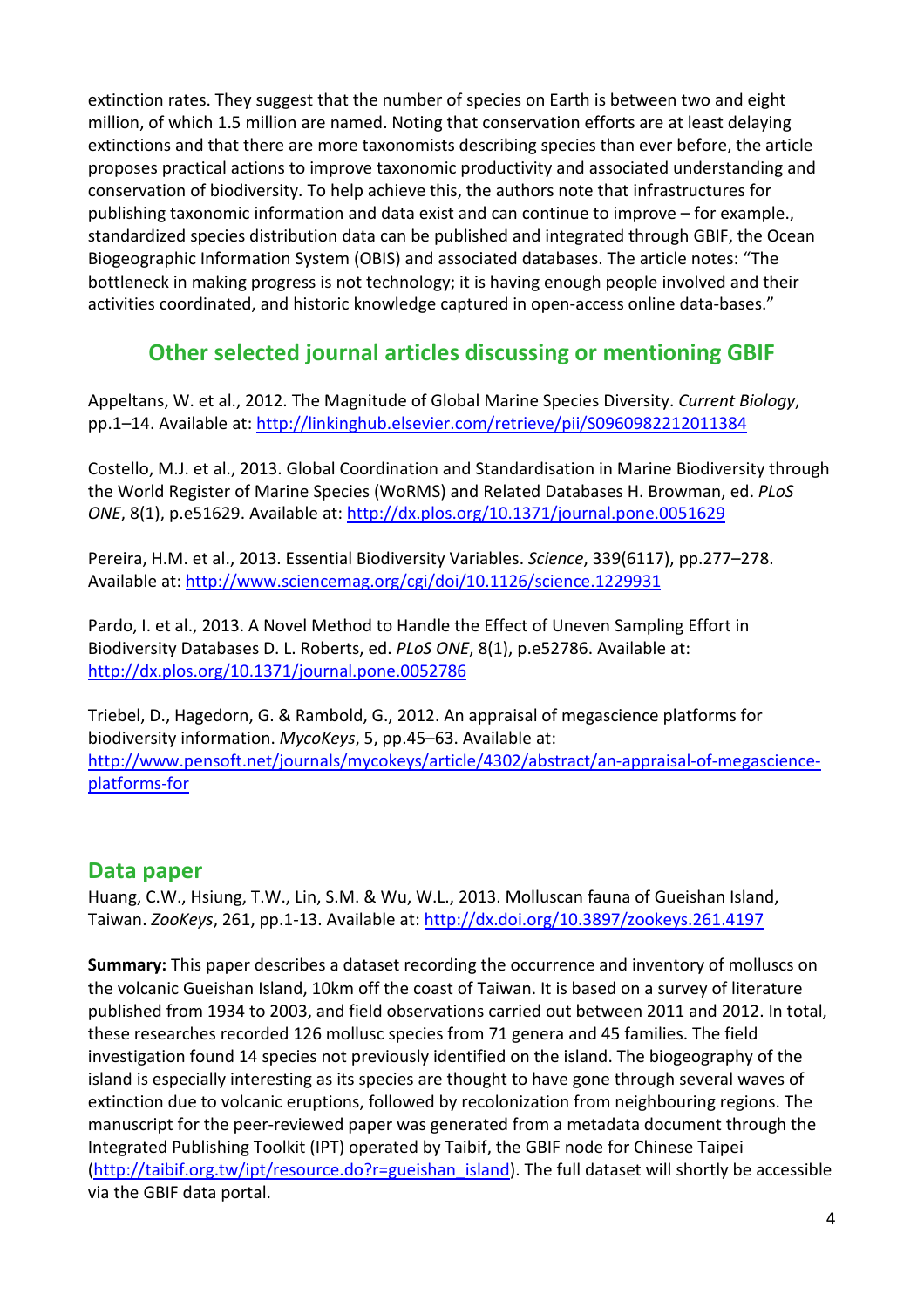extinction rates. They suggest that the number of species on Earth is between two and eight million, of which 1.5 million are named. Noting that conservation efforts are at least delaying extinctions and that there are more taxonomists describing species than ever before, the article proposes practical actions to improve taxonomic productivity and associated understanding and conservation of biodiversity. To help achieve this, the authors note that infrastructures for publishing taxonomic information and data exist and can continue to improve – for example., standardized species distribution data can be published and integrated through GBIF, the Ocean Biogeographic Information System (OBIS) and associated databases. The article notes: "The bottleneck in making progress is not technology; it is having enough people involved and their activities coordinated, and historic knowledge captured in open-access online data-bases."

## Other selected journal articles discussing or mentioning GBIF

Appeltans, W. et al., 2012. The Magnitude of Global Marine Species Diversity. *Current Biology*, pp.1–14. Available at: http://linkinghub.elsevier.com/retrieve/pii/S0960982212011384

Costello, M.J. et al., 2013. Global Coordination and Standardisation in Marine Biodiversity through the World Register of Marine Species (WoRMS) and Related Databases H. Browman, ed. *PLoS ONE*, 8(1), p.e51629. Available at: http://dx.plos.org/10.1371/journal.pone.0051629

Pereira, H.M. et al., 2013. Essential Biodiversity Variables. *Science*, 339(6117), pp.277–278. Available at: http://www.sciencemag.org/cgi/doi/10.1126/science.1229931

Pardo, I. et al., 2013. A Novel Method to Handle the Effect of Uneven Sampling Effort in Biodiversity Databases D. L. Roberts, ed. *PLoS ONE*, 8(1), p.e52786. Available at: http://dx.plos.org/10.1371/journal.pone.0052786

Triebel, D., Hagedorn, G. & Rambold, G., 2012. An appraisal of megascience platforms for biodiversity information. *MycoKeys*, 5, pp.45–63. Available at: http://www.pensoft.net/journals/mycokeys/article/4302/abstract/an-appraisal-of-megascience-platforms-for

## Data paper

Huang, C.W., Hsiung, T.W., Lin, S.M. & Wu, W.L., 2013. Molluscan fauna of Gueishan Island, Taiwan. *ZooKeys*, 261, pp.1-13. Available at: http://dx.doi.org/10.3897/zookeys.261.4197

**Summary:** This paper describes a dataset recording the occurrence and inventory of molluscs on the volcanic Gueishan Island, 10km off the coast of Taiwan. It is based on a survey of literature published from 1934 to 2003, and field observations carried out between 2011 and 2012. In total, these researches recorded 126 mollusc species from 71 genera and 45 families. The field investigation found 14 species not previously identified on the island. The biogeography of the island is especially interesting as its species are thought to have gone through several waves of extinction due to volcanic eruptions, followed by recolonization from neighbouring regions. The manuscript for the peer-reviewed paper was generated from a metadata document through the Integrated Publishing Toolkit (IPT) operated by Taibif, the GBIF node for Chinese Taipei (http://taibif.org.tw/ipt/resource.do?r=gueishan_island). The full dataset will shortly be accessible via the GBIF data portal.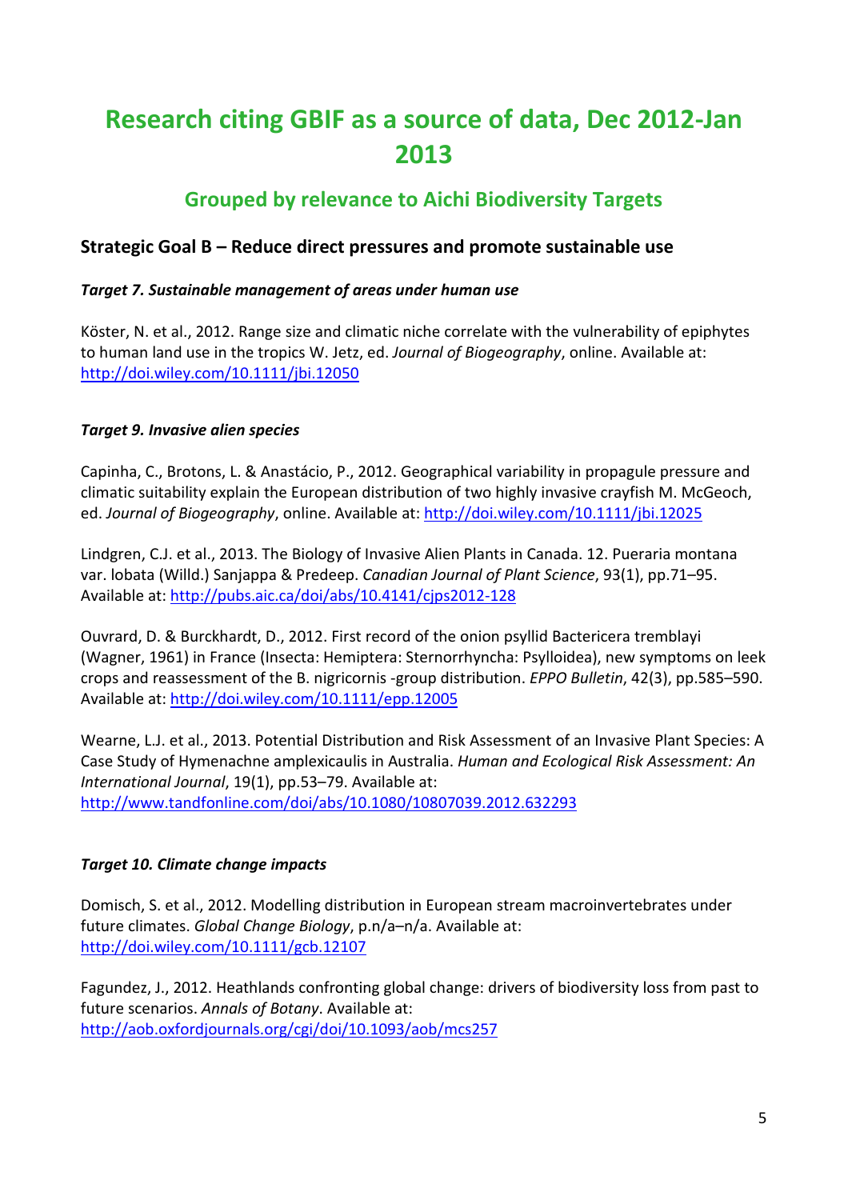# Research citing GBIF as a source of data, Dec 2012-Jan 2013

## Grouped by relevance to Aichi Biodiversity Targets

### Strategic Goal B – Reduce direct pressures and promote sustainable use

***Target 7. Sustainable management of areas under human use***

Köster, N. et al., 2012. Range size and climatic niche correlate with the vulnerability of epiphytes to human land use in the tropics W. Jetz, ed. *Journal of Biogeography*, online. Available at: http://doi.wiley.com/10.1111/jbi.12050

***Target 9. Invasive alien species***

Capinha, C., Brotons, L. & Anastácio, P., 2012. Geographical variability in propagule pressure and climatic suitability explain the European distribution of two highly invasive crayfish M. McGeoch, ed. *Journal of Biogeography*, online. Available at: http://doi.wiley.com/10.1111/jbi.12025

Lindgren, C.J. et al., 2013. The Biology of Invasive Alien Plants in Canada. 12. Pueraria montana var. lobata (Willd.) Sanjappa & Predeep. *Canadian Journal of Plant Science*, 93(1), pp.71–95. Available at: http://pubs.aic.ca/doi/abs/10.4141/cjps2012-128

Ouvrard, D. & Burckhardt, D., 2012. First record of the onion psyllid Bactericera tremblayi (Wagner, 1961) in France (Insecta: Hemiptera: Sternorrhyncha: Psylloidea), new symptoms on leek crops and reassessment of the B. nigricornis -group distribution. *EPPO Bulletin*, 42(3), pp.585–590. Available at: http://doi.wiley.com/10.1111/epp.12005

Wearne, L.J. et al., 2013. Potential Distribution and Risk Assessment of an Invasive Plant Species: A Case Study of Hymenachne amplexicaulis in Australia. *Human and Ecological Risk Assessment: An International Journal*, 19(1), pp.53–79. Available at: http://www.tandfonline.com/doi/abs/10.1080/10807039.2012.632293

***Target 10. Climate change impacts***

Domisch, S. et al., 2012. Modelling distribution in European stream macroinvertebrates under future climates. *Global Change Biology*, p.n/a–n/a. Available at: http://doi.wiley.com/10.1111/gcb.12107

Fagundez, J., 2012. Heathlands confronting global change: drivers of biodiversity loss from past to future scenarios. *Annals of Botany*. Available at: http://aob.oxfordjournals.org/cgi/doi/10.1093/aob/mcs257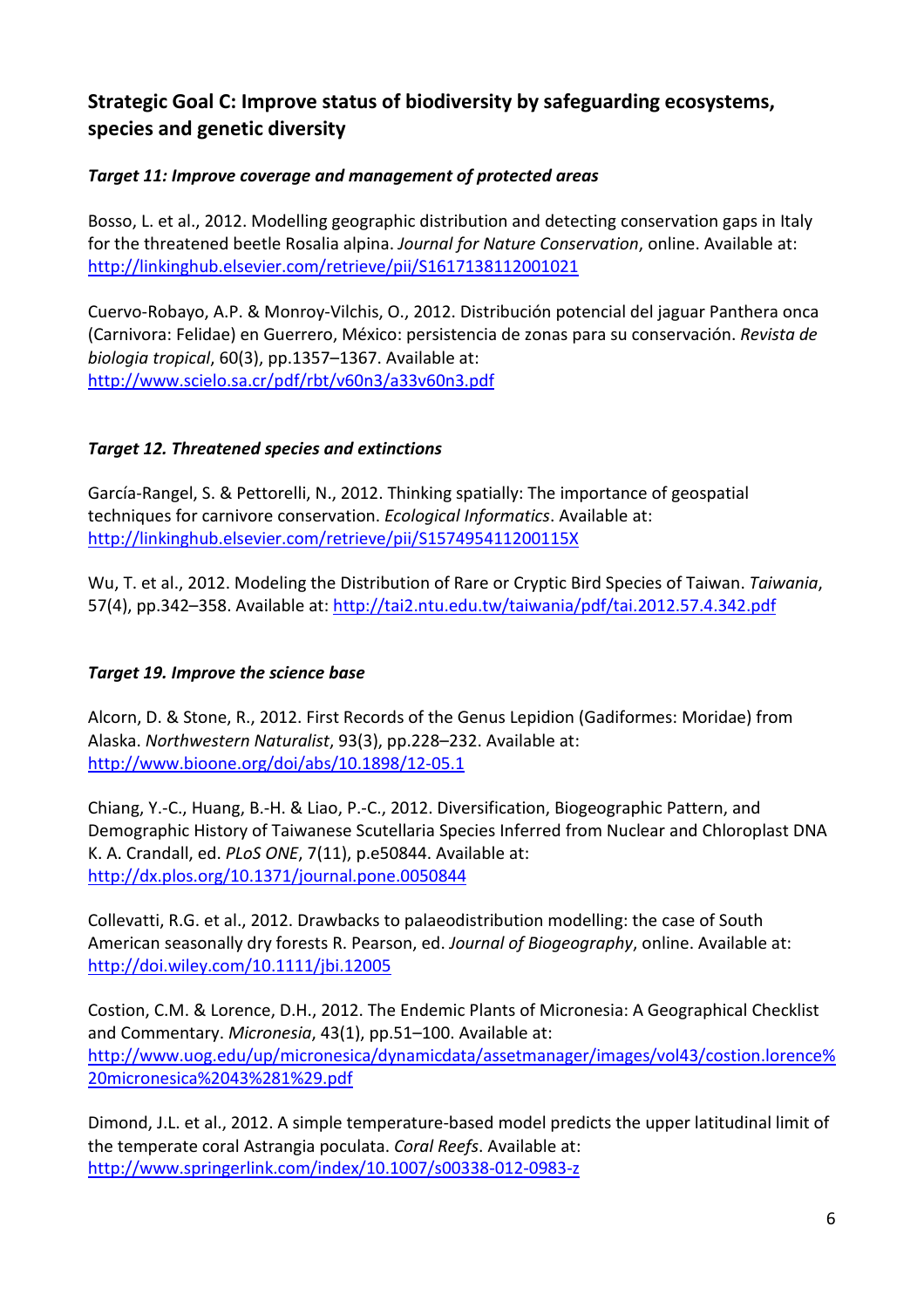## Strategic Goal C: Improve status of biodiversity by safeguarding ecosystems, species and genetic diversity

### *Target 11: Improve coverage and management of protected areas*

Bosso, L. et al., 2012. Modelling geographic distribution and detecting conservation gaps in Italy for the threatened beetle Rosalia alpina. *Journal for Nature Conservation*, online. Available at: http://linkinghub.elsevier.com/retrieve/pii/S1617138112001021

Cuervo-Robayo, A.P. & Monroy-Vilchis, O., 2012. Distribución potencial del jaguar Panthera onca (Carnivora: Felidae) en Guerrero, México: persistencia de zonas para su conservación. *Revista de biologia tropical*, 60(3), pp.1357–1367. Available at: http://www.scielo.sa.cr/pdf/rbt/v60n3/a33v60n3.pdf

### *Target 12. Threatened species and extinctions*

García-Rangel, S. & Pettorelli, N., 2012. Thinking spatially: The importance of geospatial techniques for carnivore conservation. *Ecological Informatics*. Available at: http://linkinghub.elsevier.com/retrieve/pii/S157495411200115X

Wu, T. et al., 2012. Modeling the Distribution of Rare or Cryptic Bird Species of Taiwan. *Taiwania*, 57(4), pp.342–358. Available at: http://tai2.ntu.edu.tw/taiwania/pdf/tai.2012.57.4.342.pdf

### *Target 19. Improve the science base*

Alcorn, D. & Stone, R., 2012. First Records of the Genus Lepidion (Gadiformes: Moridae) from Alaska. *Northwestern Naturalist*, 93(3), pp.228–232. Available at: http://www.bioone.org/doi/abs/10.1898/12-05.1

Chiang, Y.-C., Huang, B.-H. & Liao, P.-C., 2012. Diversification, Biogeographic Pattern, and Demographic History of Taiwanese Scutellaria Species Inferred from Nuclear and Chloroplast DNA K. A. Crandall, ed. *PLoS ONE*, 7(11), p.e50844. Available at: http://dx.plos.org/10.1371/journal.pone.0050844

Collevatti, R.G. et al., 2012. Drawbacks to palaeodistribution modelling: the case of South American seasonally dry forests R. Pearson, ed. *Journal of Biogeography*, online. Available at: http://doi.wiley.com/10.1111/jbi.12005

Costion, C.M. & Lorence, D.H., 2012. The Endemic Plants of Micronesia: A Geographical Checklist and Commentary. *Micronesia*, 43(1), pp.51–100. Available at: http://www.uog.edu/up/micronesica/dynamicdata/assetmanager/images/vol43/costion.lorence%20micronesica%2043%281%29.pdf

Dimond, J.L. et al., 2012. A simple temperature-based model predicts the upper latitudinal limit of the temperate coral Astrangia poculata. *Coral Reefs*. Available at: http://www.springerlink.com/index/10.1007/s00338-012-0983-z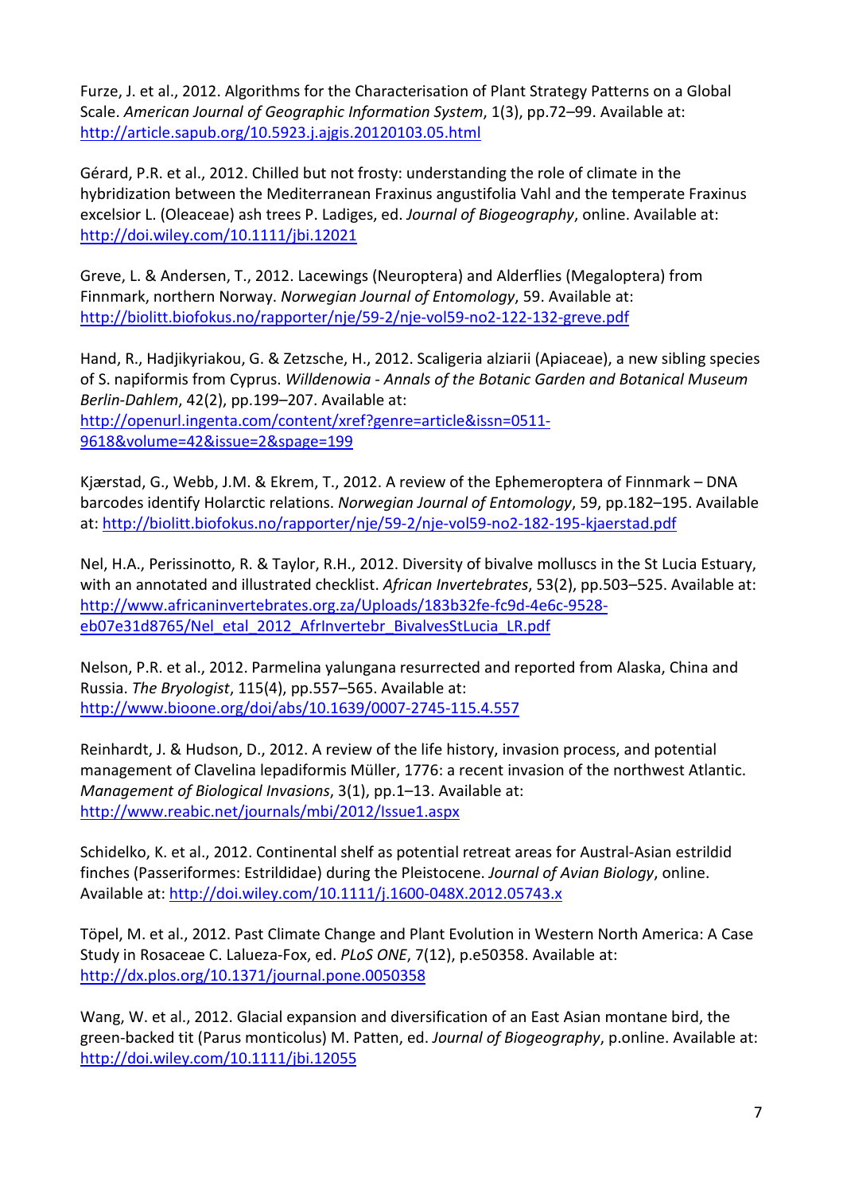Furze, J. et al., 2012. Algorithms for the Characterisation of Plant Strategy Patterns on a Global Scale. *American Journal of Geographic Information System*, 1(3), pp.72–99. Available at: http://article.sapub.org/10.5923.j.ajgis.20120103.05.html

Gérard, P.R. et al., 2012. Chilled but not frosty: understanding the role of climate in the hybridization between the Mediterranean Fraxinus angustifolia Vahl and the temperate Fraxinus excelsior L. (Oleaceae) ash trees P. Ladiges, ed. *Journal of Biogeography*, online. Available at: http://doi.wiley.com/10.1111/jbi.12021

Greve, L. & Andersen, T., 2012. Lacewings (Neuroptera) and Alderflies (Megaloptera) from Finnmark, northern Norway. *Norwegian Journal of Entomology*, 59. Available at: http://biolitt.biofokus.no/rapporter/nje/59-2/nje-vol59-no2-122-132-greve.pdf

Hand, R., Hadjikyriakou, G. & Zetzsche, H., 2012. Scaligeria alziarii (Apiaceae), a new sibling species of S. napiformis from Cyprus. *Willdenowia - Annals of the Botanic Garden and Botanical Museum Berlin-Dahlem*, 42(2), pp.199–207. Available at: http://openurl.ingenta.com/content/xref?genre=article&issn=0511-9618&volume=42&issue=2&spage=199

Kjærstad, G., Webb, J.M. & Ekrem, T., 2012. A review of the Ephemeroptera of Finnmark – DNA barcodes identify Holarctic relations. *Norwegian Journal of Entomology*, 59, pp.182–195. Available at: http://biolitt.biofokus.no/rapporter/nje/59-2/nje-vol59-no2-182-195-kjaerstad.pdf

Nel, H.A., Perissinotto, R. & Taylor, R.H., 2012. Diversity of bivalve molluscs in the St Lucia Estuary, with an annotated and illustrated checklist. *African Invertebrates*, 53(2), pp.503–525. Available at: http://www.africaninvertebrates.org.za/Uploads/183b32fe-fc9d-4e6c-9528-eb07e31d8765/Nel_etal_2012_AfrInvertebr_BivalvesStLucia_LR.pdf

Nelson, P.R. et al., 2012. Parmelina yalungana resurrected and reported from Alaska, China and Russia. *The Bryologist*, 115(4), pp.557–565. Available at: http://www.bioone.org/doi/abs/10.1639/0007-2745-115.4.557

Reinhardt, J. & Hudson, D., 2012. A review of the life history, invasion process, and potential management of Clavelina lepadiformis Müller, 1776: a recent invasion of the northwest Atlantic. *Management of Biological Invasions*, 3(1), pp.1–13. Available at: http://www.reabic.net/journals/mbi/2012/Issue1.aspx

Schidelko, K. et al., 2012. Continental shelf as potential retreat areas for Austral-Asian estrildid finches (Passeriformes: Estrildidae) during the Pleistocene. *Journal of Avian Biology*, online. Available at: http://doi.wiley.com/10.1111/j.1600-048X.2012.05743.x

Töpel, M. et al., 2012. Past Climate Change and Plant Evolution in Western North America: A Case Study in Rosaceae C. Lalueza-Fox, ed. *PLoS ONE*, 7(12), p.e50358. Available at: http://dx.plos.org/10.1371/journal.pone.0050358

Wang, W. et al., 2012. Glacial expansion and diversification of an East Asian montane bird, the green-backed tit (Parus monticolus) M. Patten, ed. *Journal of Biogeography*, p.online. Available at: http://doi.wiley.com/10.1111/jbi.12055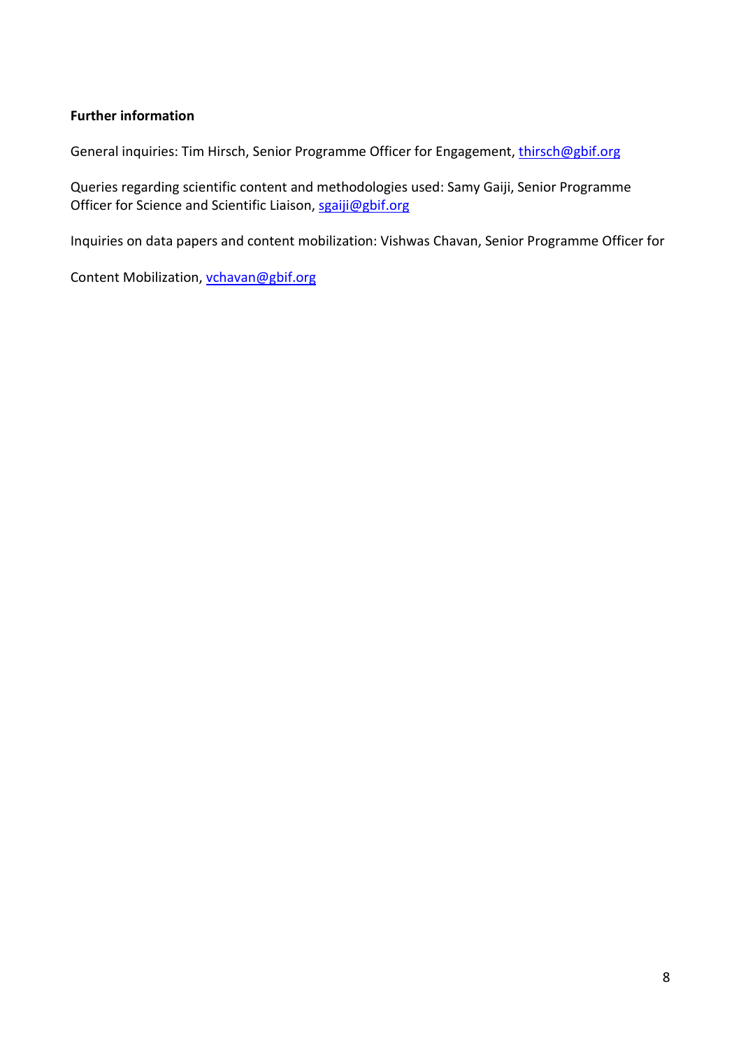**Further information**

General inquiries: Tim Hirsch, Senior Programme Officer for Engagement, thirsch@gbif.org

Queries regarding scientific content and methodologies used: Samy Gaiji, Senior Programme Officer for Science and Scientific Liaison, sgaiji@gbif.org

Inquiries on data papers and content mobilization: Vishwas Chavan, Senior Programme Officer for Content Mobilization, vchavan@gbif.org